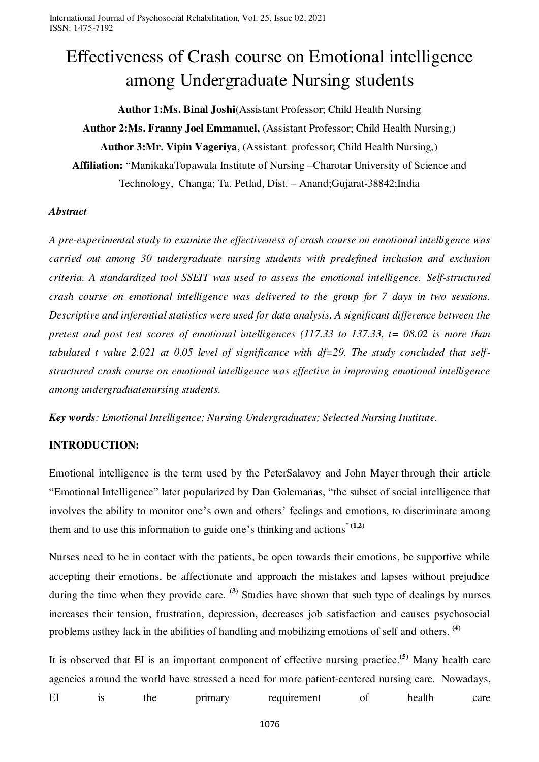# Effectiveness of Crash course on Emotional intelligence among Undergraduate Nursing students

**Author 1:Ms. Binal Joshi**(Assistant Professor; Child Health Nursing

**Author 2:Ms. Franny Joel Emmanuel,** (Assistant Professor; Child Health Nursing,)

**Author 3:Mr. Vipin Vageriya**, (Assistant professor; Child Health Nursing,)

**Affiliation:** "ManikakaTopawala Institute of Nursing –Charotar University of Science and Technology, Changa; Ta. Petlad, Dist. – Anand;Gujarat-38842;India

***Abstract***

*A pre-experimental study to examine the effectiveness of crash course on emotional intelligence was carried out among 30 undergraduate nursing students with predefined inclusion and exclusion criteria. A standardized tool SSEIT was used to assess the emotional intelligence. Self-structured crash course on emotional intelligence was delivered to the group for 7 days in two sessions. Descriptive and inferential statistics were used for data analysis. A significant difference between the pretest and post test scores of emotional intelligences (117.33 to 137.33, t= 08.02 is more than tabulated t value 2.021 at 0.05 level of significance with df=29. The study concluded that self-structured crash course on emotional intelligence was effective in improving emotional intelligence among undergraduatenursing students.*

***Key words****: Emotional Intelligence; Nursing Undergraduates; Selected Nursing Institute.*

## INTRODUCTION:

Emotional intelligence is the term used by the PeterSalavoy and John Mayer through their article "Emotional Intelligence" later popularized by Dan Golemanas, "the subset of social intelligence that involves the ability to monitor one's own and others' feelings and emotions, to discriminate among them and to use this information to guide one's thinking and actions" [1,2]

Nurses need to be in contact with the patients, be open towards their emotions, be supportive while accepting their emotions, be affectionate and approach the mistakes and lapses without prejudice during the time when they provide care. [3] Studies have shown that such type of dealings by nurses increases their tension, frustration, depression, decreases job satisfaction and causes psychosocial problems asthey lack in the abilities of handling and mobilizing emotions of self and others. [4]

It is observed that EI is an important component of effective nursing practice.[5] Many health care agencies around the world have stressed a need for more patient-centered nursing care. Nowadays, EI is the primary requirement of health care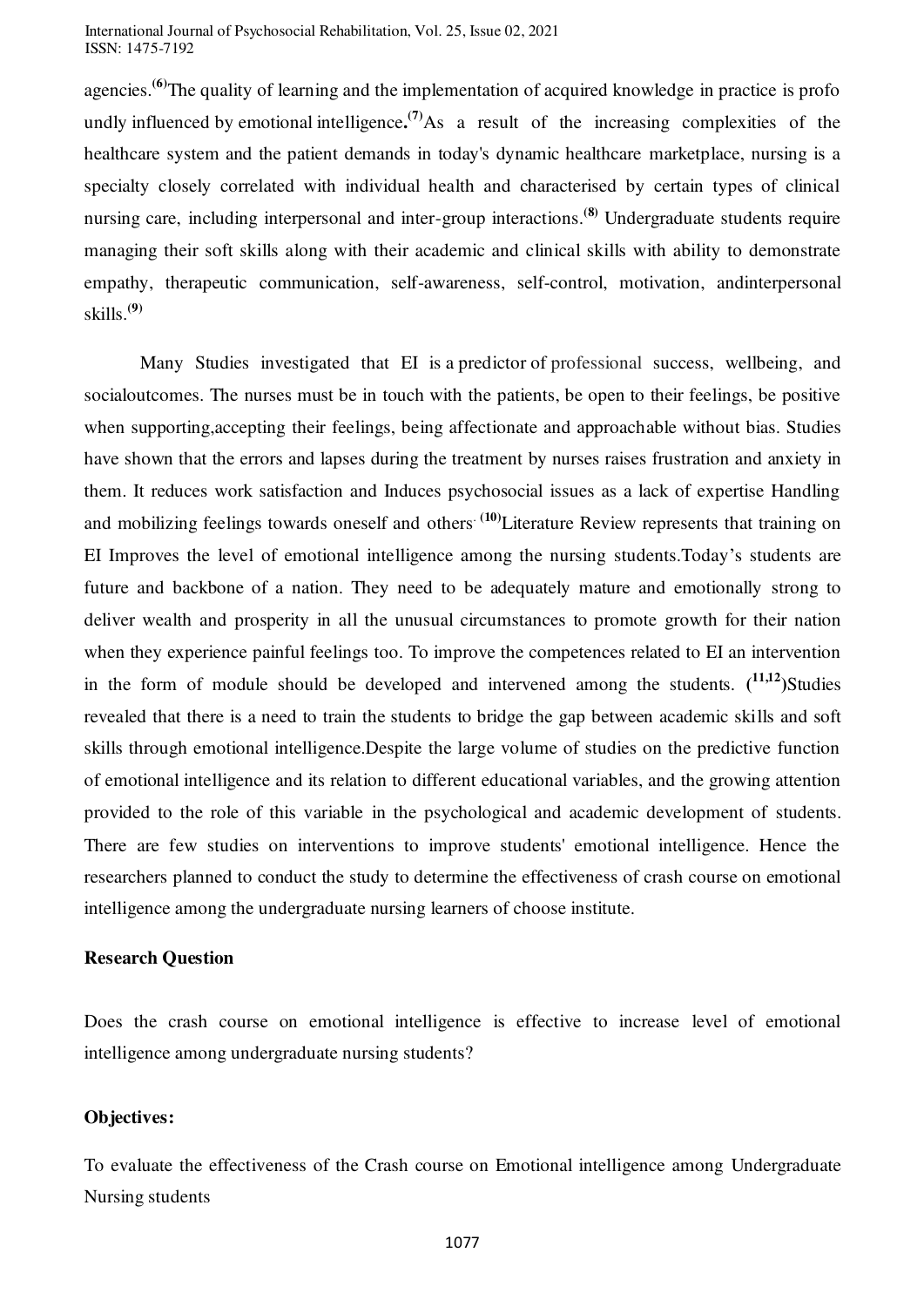agencies.[6] The quality of learning and the implementation of acquired knowledge in practice is profoundly influenced by emotional intelligence.[7] As a result of the increasing complexities of the healthcare system and the patient demands in today's dynamic healthcare marketplace, nursing is a specialty closely correlated with individual health and characterised by certain types of clinical nursing care, including interpersonal and inter-group interactions.[8] Undergraduate students require managing their soft skills along with their academic and clinical skills with ability to demonstrate empathy, therapeutic communication, self-awareness, self-control, motivation, andinterpersonal skills.[9]

Many Studies investigated that EI is a predictor of professional success, wellbeing, and socialoutcomes. The nurses must be in touch with the patients, be open to their feelings, be positive when supporting,accepting their feelings, being affectionate and approachable without bias. Studies have shown that the errors and lapses during the treatment by nurses raises frustration and anxiety in them. It reduces work satisfaction and Induces psychosocial issues as a lack of expertise Handling and mobilizing feelings towards oneself and others.[10] Literature Review represents that training on EI Improves the level of emotional intelligence among the nursing students.Today's students are future and backbone of a nation. They need to be adequately mature and emotionally strong to deliver wealth and prosperity in all the unusual circumstances to promote growth for their nation when they experience painful feelings too. To improve the competences related to EI an intervention in the form of module should be developed and intervened among the students. ([11,12])Studies revealed that there is a need to train the students to bridge the gap between academic skills and soft skills through emotional intelligence.Despite the large volume of studies on the predictive function of emotional intelligence and its relation to different educational variables, and the growing attention provided to the role of this variable in the psychological and academic development of students. There are few studies on interventions to improve students' emotional intelligence. Hence the researchers planned to conduct the study to determine the effectiveness of crash course on emotional intelligence among the undergraduate nursing learners of choose institute.

**Research Question**

Does the crash course on emotional intelligence is effective to increase level of emotional intelligence among undergraduate nursing students?

**Objectives:**

To evaluate the effectiveness of the Crash course on Emotional intelligence among Undergraduate Nursing students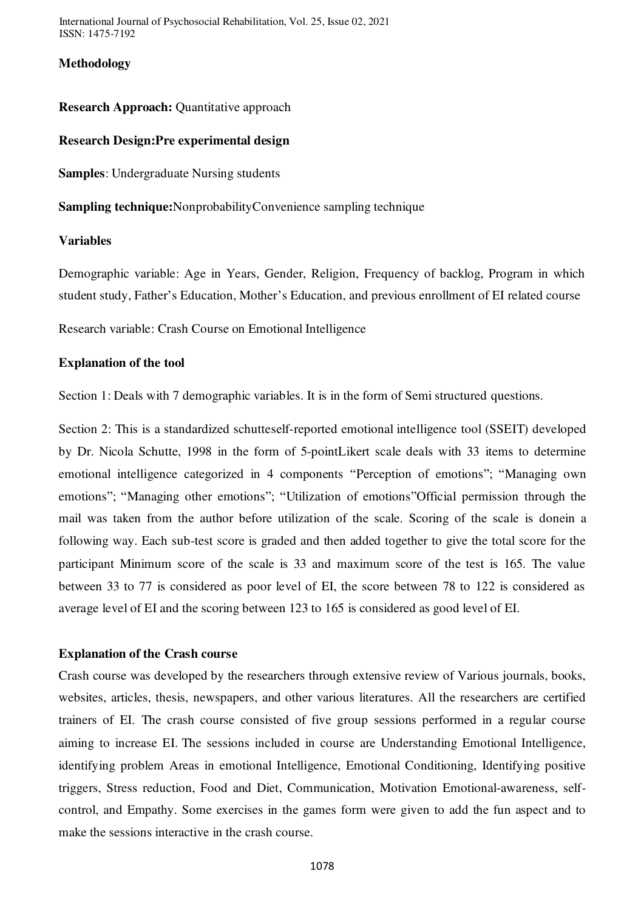**Methodology**

**Research Approach:** Quantitative approach

**Research Design:Pre experimental design**

**Samples**: Undergraduate Nursing students

**Sampling technique:**NonprobabilityConvenience sampling technique

**Variables**

Demographic variable: Age in Years, Gender, Religion, Frequency of backlog, Program in which student study, Father's Education, Mother's Education, and previous enrollment of EI related course

Research variable: Crash Course on Emotional Intelligence

**Explanation of the tool**

Section 1: Deals with 7 demographic variables. It is in the form of Semi structured questions.

Section 2: This is a standardized schutteself-reported emotional intelligence tool (SSEIT) developed by Dr. Nicola Schutte, 1998 in the form of 5-pointLikert scale deals with 33 items to determine emotional intelligence categorized in 4 components "Perception of emotions"; "Managing own emotions"; "Managing other emotions"; "Utilization of emotions"Official permission through the mail was taken from the author before utilization of the scale. Scoring of the scale is donein a following way. Each sub-test score is graded and then added together to give the total score for the participant Minimum score of the scale is 33 and maximum score of the test is 165. The value between 33 to 77 is considered as poor level of EI, the score between 78 to 122 is considered as average level of EI and the scoring between 123 to 165 is considered as good level of EI.

**Explanation of the Crash course**

Crash course was developed by the researchers through extensive review of Various journals, books, websites, articles, thesis, newspapers, and other various literatures. All the researchers are certified trainers of EI. The crash course consisted of five group sessions performed in a regular course aiming to increase EI. The sessions included in course are Understanding Emotional Intelligence, identifying problem Areas in emotional Intelligence, Emotional Conditioning, Identifying positive triggers, Stress reduction, Food and Diet, Communication, Motivation Emotional-awareness, self-control, and Empathy. Some exercises in the games form were given to add the fun aspect and to make the sessions interactive in the crash course.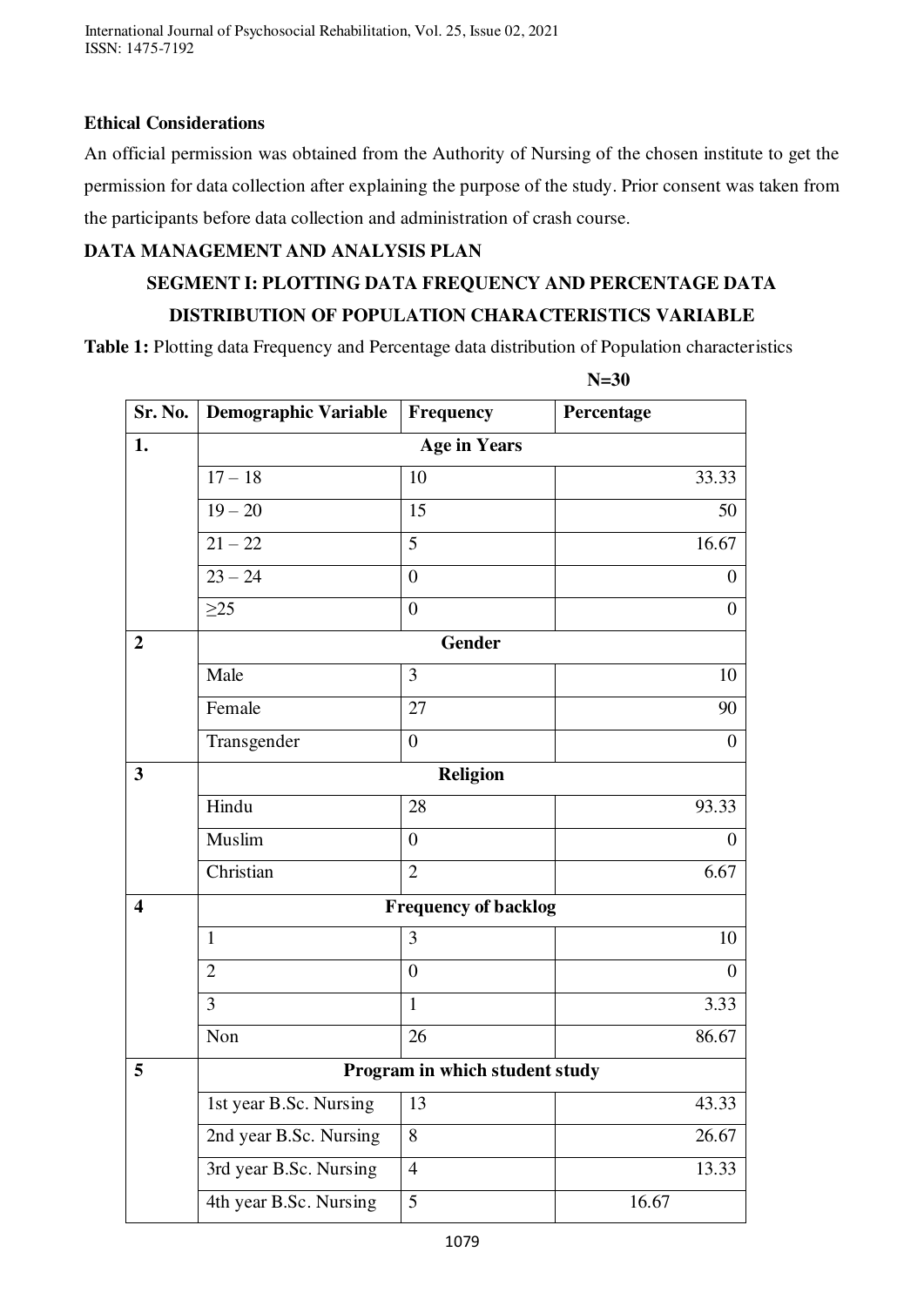**Ethical Considerations**

An official permission was obtained from the Authority of Nursing of the chosen institute to get the permission for data collection after explaining the purpose of the study. Prior consent was taken from the participants before data collection and administration of crash course.

## DATA MANAGEMENT AND ANALYSIS PLAN

### SEGMENT I: PLOTTING DATA FREQUENCY AND PERCENTAGE DATA DISTRIBUTION OF POPULATION CHARACTERISTICS VARIABLE

**Table 1:** Plotting data Frequency and Percentage data distribution of Population characteristics

**N=30**

| Sr. No. | Demographic Variable | Frequency | Percentage |
|---|---|---|---|
| 1. | **Age in Years** | | |
| | 17 – 18 | 10 | 33.33 |
| | 19 – 20 | 15 | 50 |
| | 21 – 22 | 5 | 16.67 |
| | 23 – 24 | 0 | 0 |
| | ≥25 | 0 | 0 |
| 2 | **Gender** | | |
| | Male | 3 | 10 |
| | Female | 27 | 90 |
| | Transgender | 0 | 0 |
| 3 | **Religion** | | |
| | Hindu | 28 | 93.33 |
| | Muslim | 0 | 0 |
| | Christian | 2 | 6.67 |
| 4 | **Frequency of backlog** | | |
| | 1 | 3 | 10 |
| | 2 | 0 | 0 |
| | 3 | 1 | 3.33 |
| | Non | 26 | 86.67 |
| 5 | **Program in which student study** | | |
| | 1st year B.Sc. Nursing | 13 | 43.33 |
| | 2nd year B.Sc. Nursing | 8 | 26.67 |
| | 3rd year B.Sc. Nursing | 4 | 13.33 |
| | 4th year B.Sc. Nursing | 5 | 16.67 |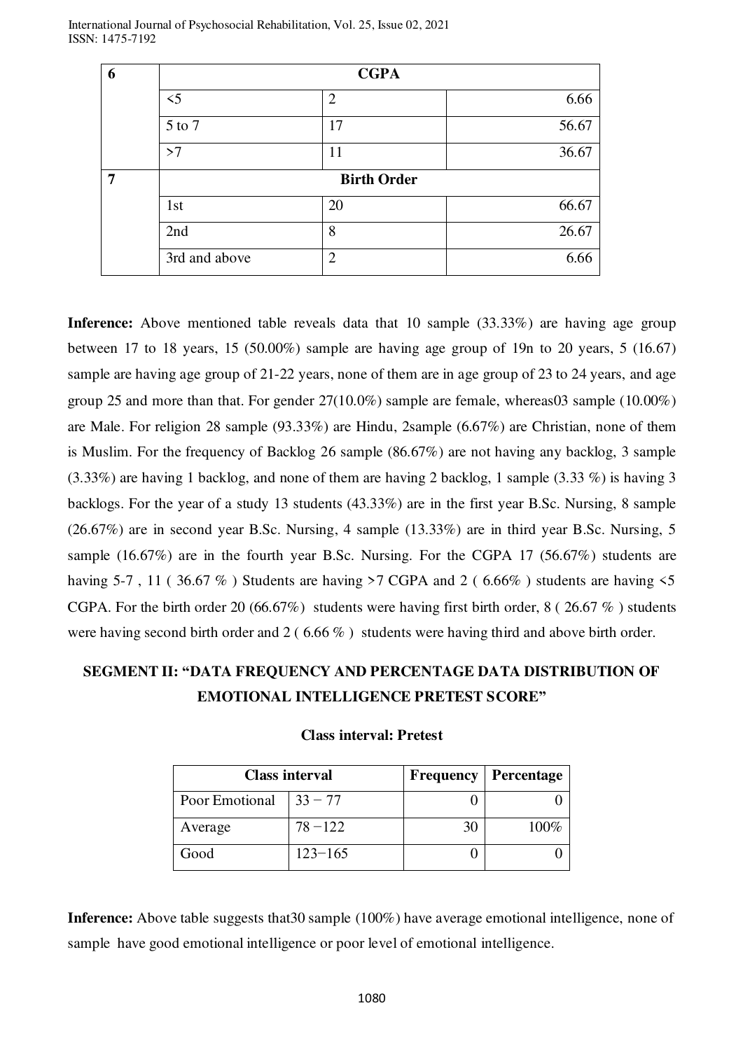| 6 | CGPA | | |
|---|---|---|---|
| | <5 | 2 | 6.66 |
| | 5 to 7 | 17 | 56.67 |
| | >7 | 11 | 36.67 |
| 7 | Birth Order | | |
| | 1st | 20 | 66.67 |
| | 2nd | 8 | 26.67 |
| | 3rd and above | 2 | 6.66 |

**Inference:** Above mentioned table reveals data that 10 sample (33.33%) are having age group between 17 to 18 years, 15 (50.00%) sample are having age group of 19n to 20 years, 5 (16.67) sample are having age group of 21-22 years, none of them are in age group of 23 to 24 years, and age group 25 and more than that. For gender 27(10.0%) sample are female, whereas03 sample (10.00%) are Male. For religion 28 sample (93.33%) are Hindu, 2sample (6.67%) are Christian, none of them is Muslim. For the frequency of Backlog 26 sample (86.67%) are not having any backlog, 3 sample (3.33%) are having 1 backlog, and none of them are having 2 backlog, 1 sample (3.33 %) is having 3 backlogs. For the year of a study 13 students (43.33%) are in the first year B.Sc. Nursing, 8 sample (26.67%) are in second year B.Sc. Nursing, 4 sample (13.33%) are in third year B.Sc. Nursing, 5 sample (16.67%) are in the fourth year B.Sc. Nursing. For the CGPA 17 (56.67%) students are having 5-7 , 11 ( 36.67 % ) Students are having >7 CGPA and 2 ( 6.66% ) students are having <5 CGPA. For the birth order 20 (66.67%) students were having first birth order, 8 ( 26.67 % ) students were having second birth order and 2 ( 6.66 % ) students were having third and above birth order.

## SEGMENT II: "DATA FREQUENCY AND PERCENTAGE DATA DISTRIBUTION OF EMOTIONAL INTELLIGENCE PRETEST SCORE"

**Class interval: Pretest**

| Class interval | | Frequency | Percentage |
|---|---|---|---|
| Poor Emotional | 33 − 77 | 0 | 0 |
| Average | 78 −122 | 30 | 100% |
| Good | 123−165 | 0 | 0 |

**Inference:** Above table suggests that30 sample (100%) have average emotional intelligence, none of sample have good emotional intelligence or poor level of emotional intelligence.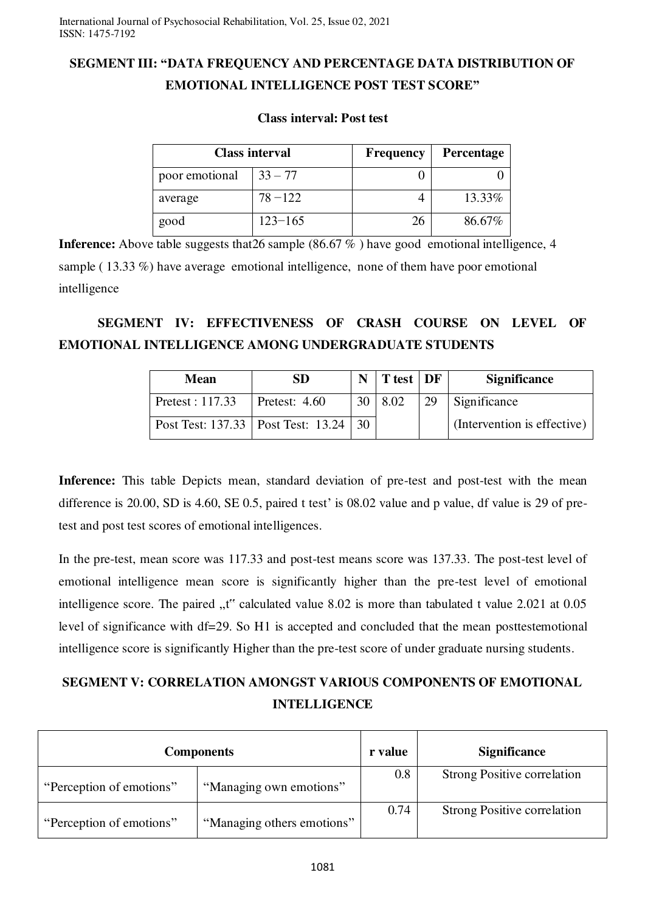## SEGMENT III: "DATA FREQUENCY AND PERCENTAGE DATA DISTRIBUTION OF EMOTIONAL INTELLIGENCE POST TEST SCORE"

**Class interval: Post test**

| Class interval | | Frequency | Percentage |
|---|---|---|---|
| poor emotional | 33 – 77 | 0 | 0 |
| average | 78 −122 | 4 | 13.33% |
| good | 123−165 | 26 | 86.67% |

**Inference:** Above table suggests that26 sample (86.67 % ) have good emotional intelligence, 4 sample ( 13.33 %) have average emotional intelligence, none of them have poor emotional intelligence

## SEGMENT IV: EFFECTIVENESS OF CRASH COURSE ON LEVEL OF EMOTIONAL INTELLIGENCE AMONG UNDERGRADUATE STUDENTS

| Mean | SD | N | T test | DF | Significance |
|---|---|---|---|---|---|
| Pretest : 117.33 | Pretest: 4.60 | 30 | 8.02 | 29 | Significance |
| Post Test: 137.33 | Post Test: 13.24 | 30 | | | (Intervention is effective) |

**Inference:** This table Depicts mean, standard deviation of pre-test and post-test with the mean difference is 20.00, SD is 4.60, SE 0.5, paired t test' is 08.02 value and p value, df value is 29 of pre-test and post test scores of emotional intelligences.

In the pre-test, mean score was 117.33 and post-test means score was 137.33. The post-test level of emotional intelligence mean score is significantly higher than the pre-test level of emotional intelligence score. The paired „t" calculated value 8.02 is more than tabulated t value 2.021 at 0.05 level of significance with df=29. So H1 is accepted and concluded that the mean posttestemotional intelligence score is significantly Higher than the pre-test score of under graduate nursing students.

## SEGMENT V: CORRELATION AMONGST VARIOUS COMPONENTS OF EMOTIONAL INTELLIGENCE

| Components | | r value | Significance |
|---|---|---|---|
| "Perception of emotions" | "Managing own emotions" | 0.8 | Strong Positive correlation |
| "Perception of emotions" | "Managing others emotions" | 0.74 | Strong Positive correlation |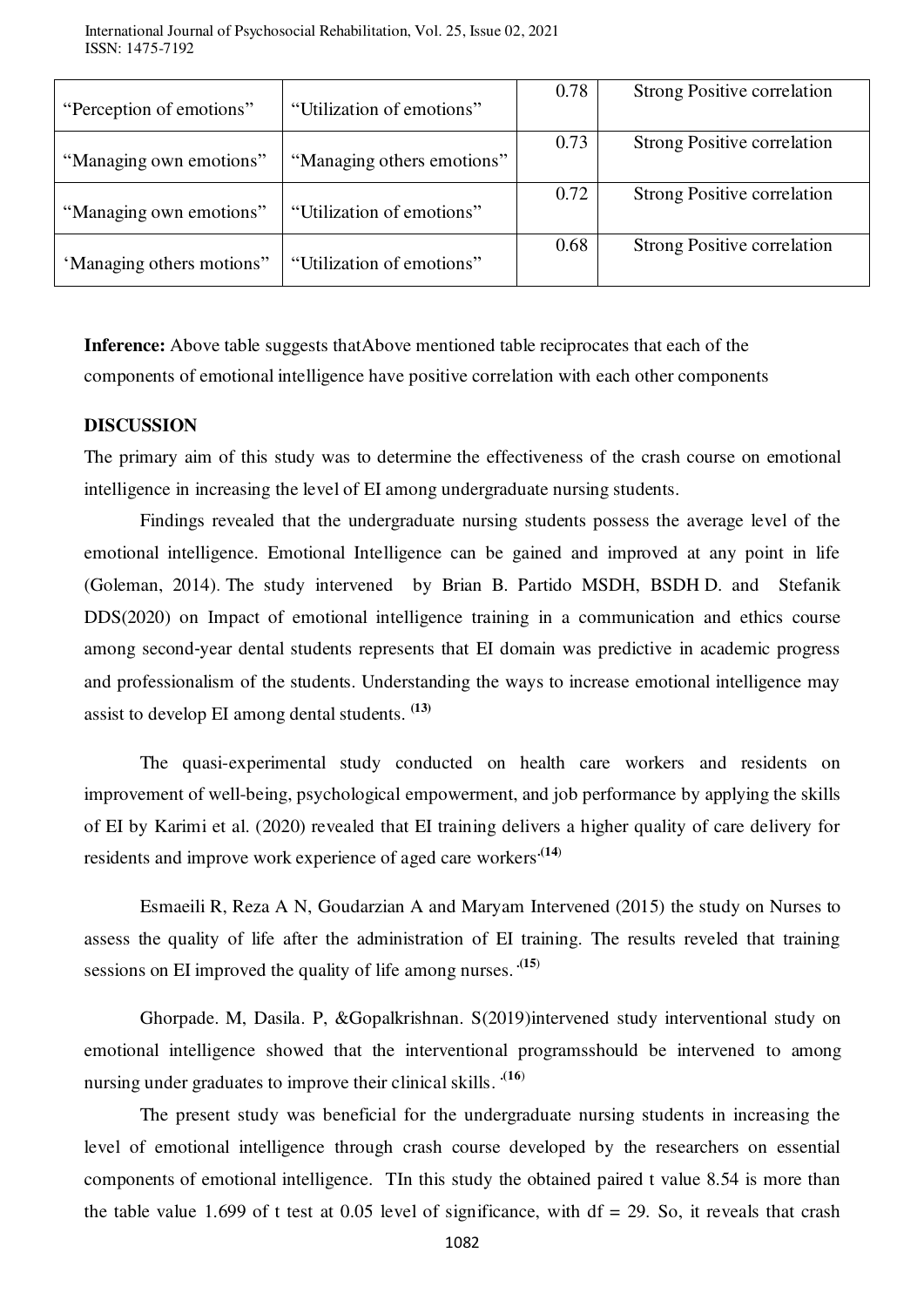| “Perception of emotions” | “Utilization of emotions” | 0.78 | Strong Positive correlation |
|---|---|---|---|
| “Managing own emotions” | “Managing others emotions” | 0.73 | Strong Positive correlation |
| “Managing own emotions” | “Utilization of emotions” | 0.72 | Strong Positive correlation |
| ‘Managing others motions” | “Utilization of emotions” | 0.68 | Strong Positive correlation |

**Inference:** Above table suggests thatAbove mentioned table reciprocates that each of the components of emotional intelligence have positive correlation with each other components

**DISCUSSION**

The primary aim of this study was to determine the effectiveness of the crash course on emotional intelligence in increasing the level of EI among undergraduate nursing students.

Findings revealed that the undergraduate nursing students possess the average level of the emotional intelligence. Emotional Intelligence can be gained and improved at any point in life (Goleman, 2014). The study intervened by Brian B. Partido MSDH, BSDH D. and Stefanik DDS(2020) on Impact of emotional intelligence training in a communication and ethics course among second-year dental students represents that EI domain was predictive in academic progress and professionalism of the students. Understanding the ways to increase emotional intelligence may assist to develop EI among dental students. [(13)]

The quasi-experimental study conducted on health care workers and residents on improvement of well-being, psychological empowerment, and job performance by applying the skills of EI by Karimi et al. (2020) revealed that EI training delivers a higher quality of care delivery for residents and improve work experience of aged care workers.[(14)]

Esmaeili R, Reza A N, Goudarzian A and Maryam Intervened (2015) the study on Nurses to assess the quality of life after the administration of EI training. The results reveled that training sessions on EI improved the quality of life among nurses. .[(15)]

Ghorpade. M, Dasila. P, &Gopalkrishnan. S(2019)intervened study interventional study on emotional intelligence showed that the interventional programsshould be intervened to among nursing under graduates to improve their clinical skills. .[(16)]

The present study was beneficial for the undergraduate nursing students in increasing the level of emotional intelligence through crash course developed by the researchers on essential components of emotional intelligence. TIn this study the obtained paired t value 8.54 is more than the table value 1.699 of t test at 0.05 level of significance, with df = 29. So, it reveals that crash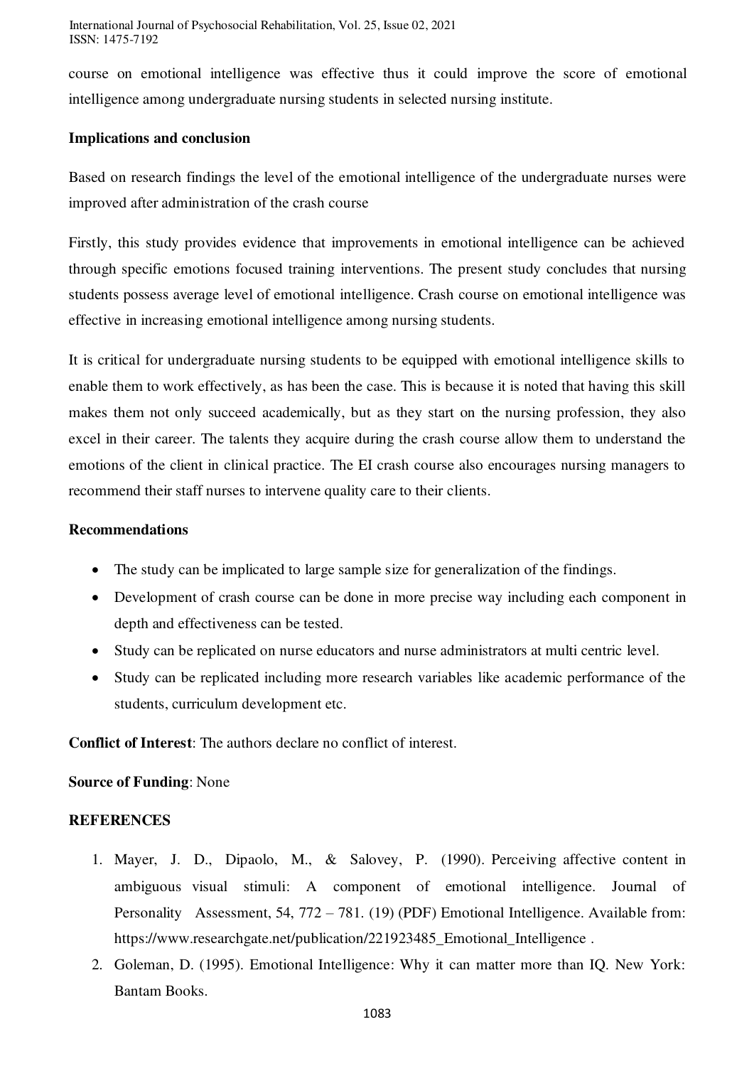course on emotional intelligence was effective thus it could improve the score of emotional intelligence among undergraduate nursing students in selected nursing institute.

**Implications and conclusion**

Based on research findings the level of the emotional intelligence of the undergraduate nurses were improved after administration of the crash course

Firstly, this study provides evidence that improvements in emotional intelligence can be achieved through specific emotions focused training interventions. The present study concludes that nursing students possess average level of emotional intelligence. Crash course on emotional intelligence was effective in increasing emotional intelligence among nursing students.

It is critical for undergraduate nursing students to be equipped with emotional intelligence skills to enable them to work effectively, as has been the case. This is because it is noted that having this skill makes them not only succeed academically, but as they start on the nursing profession, they also excel in their career. The talents they acquire during the crash course allow them to understand the emotions of the client in clinical practice. The EI crash course also encourages nursing managers to recommend their staff nurses to intervene quality care to their clients.

**Recommendations**

- The study can be implicated to large sample size for generalization of the findings.
- Development of crash course can be done in more precise way including each component in depth and effectiveness can be tested.
- Study can be replicated on nurse educators and nurse administrators at multi centric level.
- Study can be replicated including more research variables like academic performance of the students, curriculum development etc.

**Conflict of Interest**: The authors declare no conflict of interest.

**Source of Funding**: None

**REFERENCES**

1. Mayer, J. D., Dipaolo, M., & Salovey, P. (1990). Perceiving affective content in ambiguous visual stimuli: A component of emotional intelligence. Journal of Personality Assessment, 54, 772 – 781. (19) (PDF) Emotional Intelligence. Available from: https://www.researchgate.net/publication/221923485_Emotional_Intelligence .
2. Goleman, D. (1995). Emotional Intelligence: Why it can matter more than IQ. New York: Bantam Books.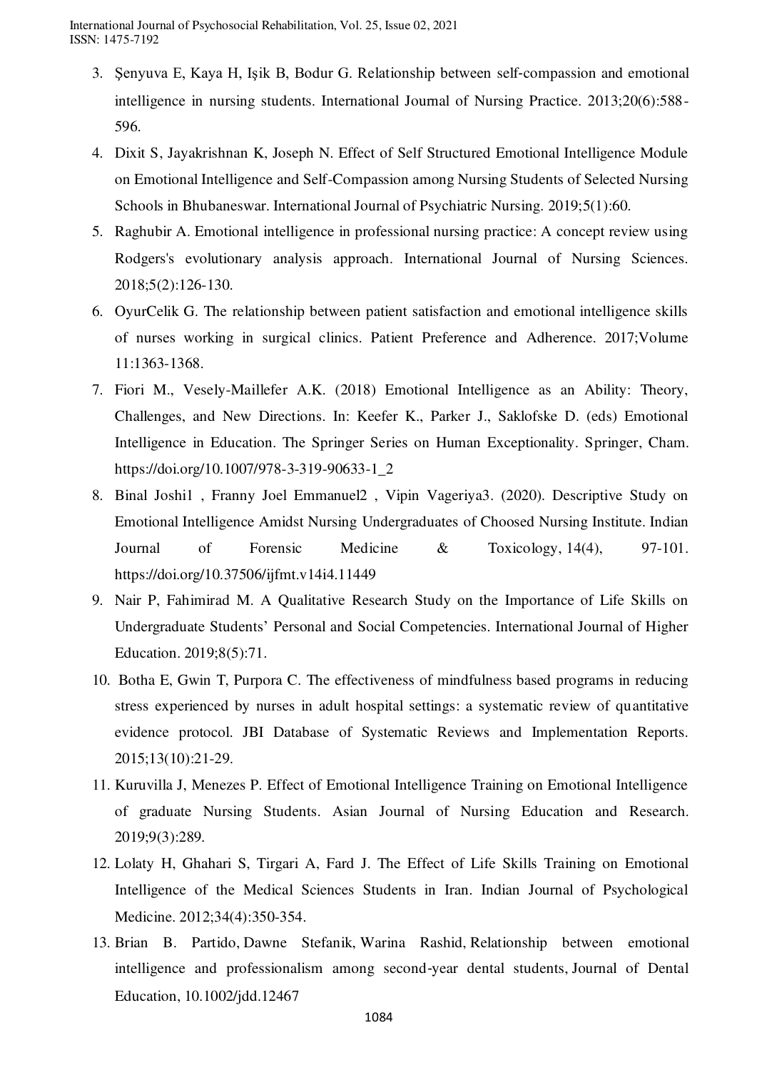3. Şenyuva E, Kaya H, Işik B, Bodur G. Relationship between self-compassion and emotional intelligence in nursing students. International Journal of Nursing Practice. 2013;20(6):588-596.
4. Dixit S, Jayakrishnan K, Joseph N. Effect of Self Structured Emotional Intelligence Module on Emotional Intelligence and Self-Compassion among Nursing Students of Selected Nursing Schools in Bhubaneswar. International Journal of Psychiatric Nursing. 2019;5(1):60.
5. Raghubir A. Emotional intelligence in professional nursing practice: A concept review using Rodgers's evolutionary analysis approach. International Journal of Nursing Sciences. 2018;5(2):126-130.
6. OyurCelik G. The relationship between patient satisfaction and emotional intelligence skills of nurses working in surgical clinics. Patient Preference and Adherence. 2017;Volume 11:1363-1368.
7. Fiori M., Vesely-Maillefer A.K. (2018) Emotional Intelligence as an Ability: Theory, Challenges, and New Directions. In: Keefer K., Parker J., Saklofske D. (eds) Emotional Intelligence in Education. The Springer Series on Human Exceptionality. Springer, Cham. https://doi.org/10.1007/978-3-319-90633-1_2
8. Binal Joshi1 , Franny Joel Emmanuel2 , Vipin Vageriya3. (2020). Descriptive Study on Emotional Intelligence Amidst Nursing Undergraduates of Choosed Nursing Institute. Indian Journal of Forensic Medicine & Toxicology, 14(4), 97-101. https://doi.org/10.37506/ijfmt.v14i4.11449
9. Nair P, Fahimirad M. A Qualitative Research Study on the Importance of Life Skills on Undergraduate Students' Personal and Social Competencies. International Journal of Higher Education. 2019;8(5):71.
10. Botha E, Gwin T, Purpora C. The effectiveness of mindfulness based programs in reducing stress experienced by nurses in adult hospital settings: a systematic review of quantitative evidence protocol. JBI Database of Systematic Reviews and Implementation Reports. 2015;13(10):21-29.
11. Kuruvilla J, Menezes P. Effect of Emotional Intelligence Training on Emotional Intelligence of graduate Nursing Students. Asian Journal of Nursing Education and Research. 2019;9(3):289.
12. Lolaty H, Ghahari S, Tirgari A, Fard J. The Effect of Life Skills Training on Emotional Intelligence of the Medical Sciences Students in Iran. Indian Journal of Psychological Medicine. 2012;34(4):350-354.
13. Brian B. Partido, Dawne Stefanik, Warina Rashid, Relationship between emotional intelligence and professionalism among second-year dental students, Journal of Dental Education, 10.1002/jdd.12467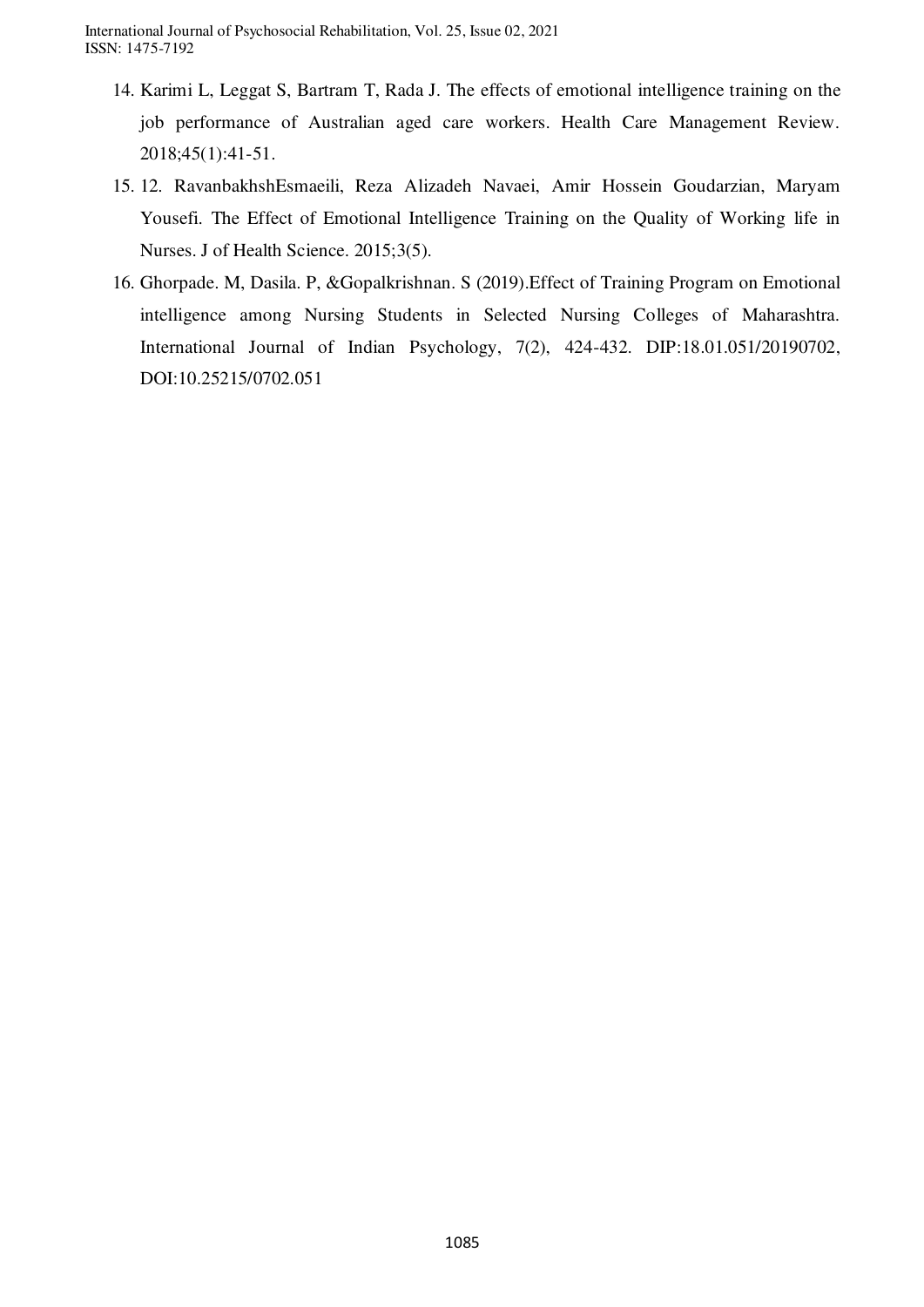14. Karimi L, Leggat S, Bartram T, Rada J. The effects of emotional intelligence training on the job performance of Australian aged care workers. Health Care Management Review. 2018;45(1):41-51.
15. 12. RavanbakhshEsmaeili, Reza Alizadeh Navaei, Amir Hossein Goudarzian, Maryam Yousefi. The Effect of Emotional Intelligence Training on the Quality of Working life in Nurses. J of Health Science. 2015;3(5).
16. Ghorpade. M, Dasila. P, &Gopalkrishnan. S (2019).Effect of Training Program on Emotional intelligence among Nursing Students in Selected Nursing Colleges of Maharashtra. International Journal of Indian Psychology, 7(2), 424-432. DIP:18.01.051/20190702, DOI:10.25215/0702.051